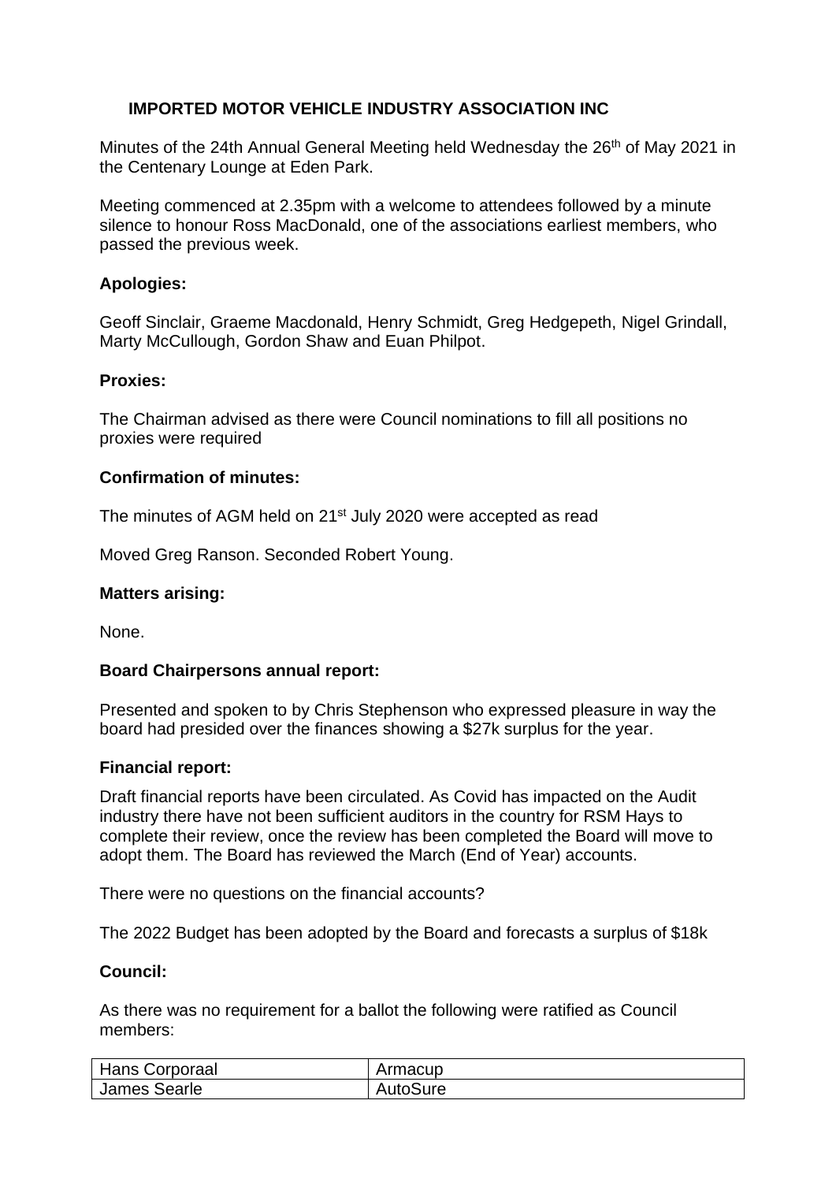**IMPORTED MOTOR VEHICLE INDUSTRY ASSOCIATION INC**

Minutes of the 24th Annual General Meeting held Wednesday the 26th of May 2021 in the Centenary Lounge at Eden Park.

Meeting commenced at 2.35pm with a welcome to attendees followed by a minute silence to honour Ross MacDonald, one of the associations earliest members, who passed the previous week.

**Apologies:**

Geoff Sinclair, Graeme Macdonald, Henry Schmidt, Greg Hedgepeth, Nigel Grindall, Marty McCullough, Gordon Shaw and Euan Philpot.

**Proxies:**

The Chairman advised as there were Council nominations to fill all positions no proxies were required

**Confirmation of minutes:**

The minutes of AGM held on 21st July 2020 were accepted as read

Moved Greg Ranson. Seconded Robert Young.

**Matters arising:**

None.

**Board Chairpersons annual report:**

Presented and spoken to by Chris Stephenson who expressed pleasure in way the board had presided over the finances showing a $27k surplus for the year.

**Financial report:**

Draft financial reports have been circulated. As Covid has impacted on the Audit industry there have not been sufficient auditors in the country for RSM Hays to complete their review, once the review has been completed the Board will move to adopt them. The Board has reviewed the March (End of Year) accounts.

There were no questions on the financial accounts?

The 2022 Budget has been adopted by the Board and forecasts a surplus of $18k

**Council:**

As there was no requirement for a ballot the following were ratified as Council members:

| | |
|---|---|
| Hans Corporaal | Armacup |
| James Searle | AutoSure |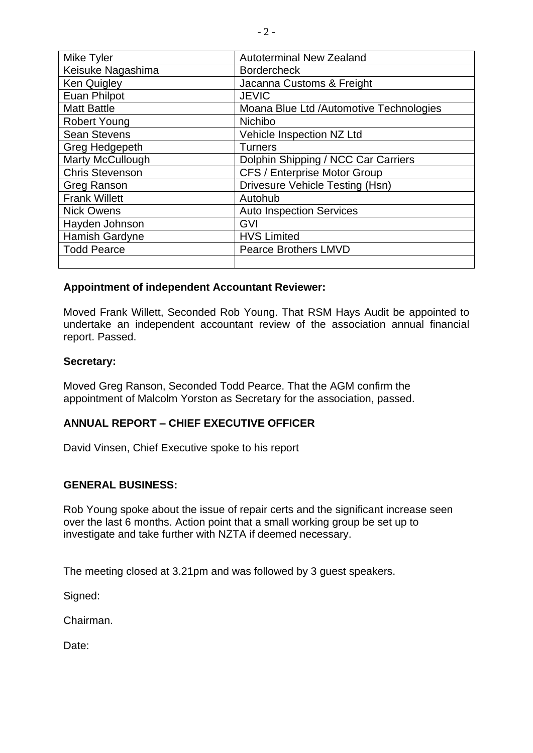| | |
|---|---|
| Mike Tyler | Autoterminal New Zealand |
| Keisuke Nagashima | Bordercheck |
| Ken Quigley | Jacanna Customs & Freight |
| Euan Philpot | JEVIC |
| Matt Battle | Moana Blue Ltd /Automotive Technologies |
| Robert Young | Nichibo |
| Sean Stevens | Vehicle Inspection NZ Ltd |
| Greg Hedgepeth | Turners |
| Marty McCullough | Dolphin Shipping / NCC Car Carriers |
| Chris Stevenson | CFS / Enterprise Motor Group |
| Greg Ranson | Drivesure Vehicle Testing (Hsn) |
| Frank Willett | Autohub |
| Nick Owens | Auto Inspection Services |
| Hayden Johnson | GVI |
| Hamish Gardyne | HVS Limited |
| Todd Pearce | Pearce Brothers LMVD |
| | |

**Appointment of independent Accountant Reviewer:**

Moved Frank Willett, Seconded Rob Young. That RSM Hays Audit be appointed to undertake an independent accountant review of the association annual financial report. Passed.

**Secretary:**

Moved Greg Ranson, Seconded Todd Pearce. That the AGM confirm the appointment of Malcolm Yorston as Secretary for the association, passed.

**ANNUAL REPORT – CHIEF EXECUTIVE OFFICER**

David Vinsen, Chief Executive spoke to his report

**GENERAL BUSINESS:**

Rob Young spoke about the issue of repair certs and the significant increase seen over the last 6 months. Action point that a small working group be set up to investigate and take further with NZTA if deemed necessary.

The meeting closed at 3.21pm and was followed by 3 guest speakers.

Signed:

Chairman.

Date: